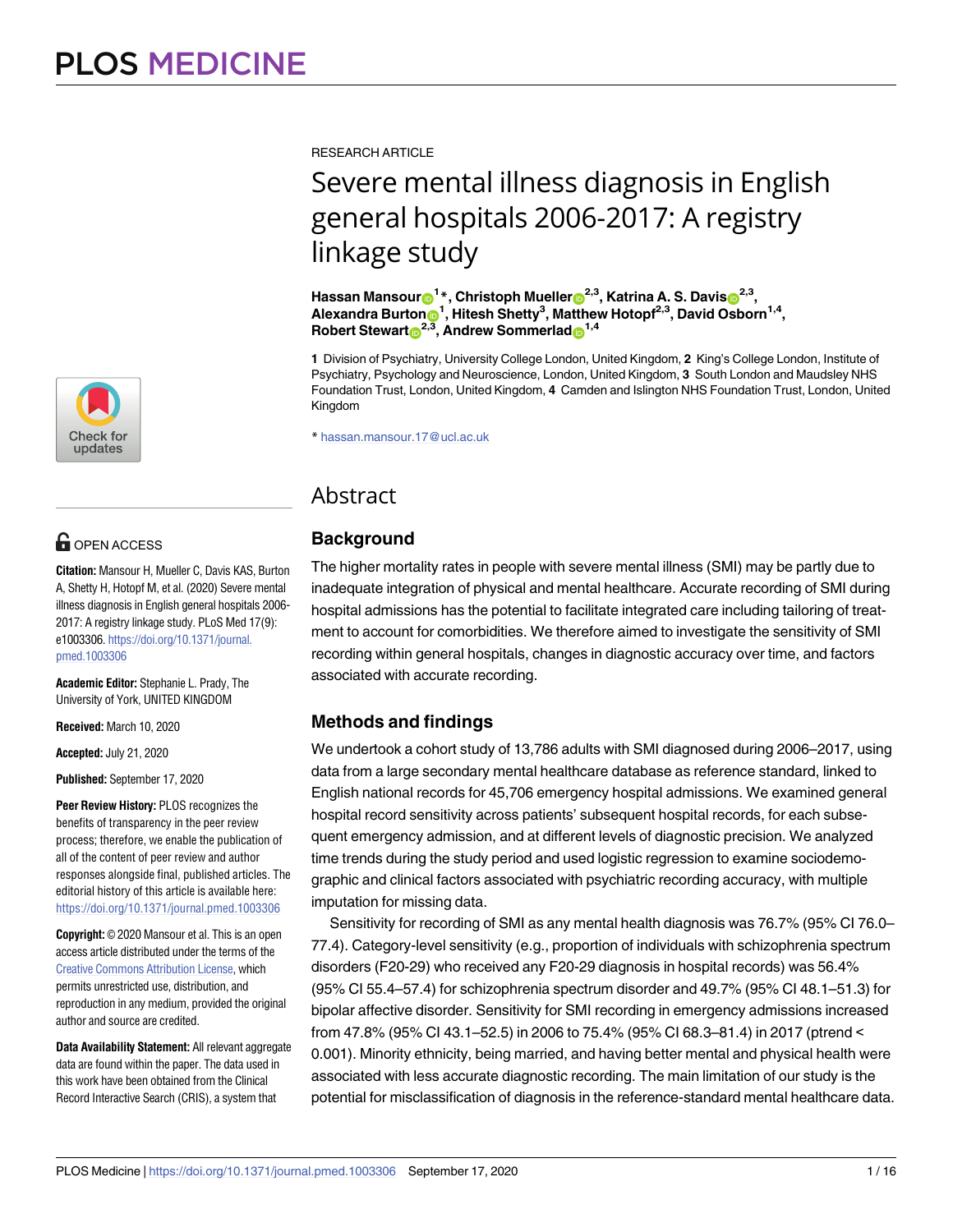RESEARCH ARTICLE

# Severe mental illness diagnosis in English general hospitals 2006-2017: A registry linkage study

**Hassan Mansour[1]*, Christoph Mueller[2,3], Katrina A. S. Davis[2,3], Alexandra Burton[1], Hitesh Shetty[3], Matthew Hotopf[2,3], David Osborn[1,4], Robert Stewart[2,3], Andrew Sommerlad[1,4]**

**1** Division of Psychiatry, University College London, United Kingdom, **2** King's College London, Institute of Psychiatry, Psychology and Neuroscience, London, United Kingdom, **3** South London and Maudsley NHS Foundation Trust, London, United Kingdom, **4** Camden and Islington NHS Foundation Trust, London, United Kingdom

* hassan.mansour.17@ucl.ac.uk

OPEN ACCESS

**Citation:** Mansour H, Mueller C, Davis KAS, Burton A, Shetty H, Hotopf M, et al. (2020) Severe mental illness diagnosis in English general hospitals 2006-2017: A registry linkage study. PLoS Med 17(9): e1003306. https://doi.org/10.1371/journal.pmed.1003306

**Academic Editor:** Stephanie L. Prady, The University of York, UNITED KINGDOM

**Received:** March 10, 2020

**Accepted:** July 21, 2020

**Published:** September 17, 2020

**Peer Review History:** PLOS recognizes the benefits of transparency in the peer review process; therefore, we enable the publication of all of the content of peer review and author responses alongside final, published articles. The editorial history of this article is available here: https://doi.org/10.1371/journal.pmed.1003306

**Copyright:** © 2020 Mansour et al. This is an open access article distributed under the terms of the Creative Commons Attribution License, which permits unrestricted use, distribution, and reproduction in any medium, provided the original author and source are credited.

**Data Availability Statement:** All relevant aggregate data are found within the paper. The data used in this work have been obtained from the Clinical Record Interactive Search (CRIS), a system that

## Abstract

### Background

The higher mortality rates in people with severe mental illness (SMI) may be partly due to inadequate integration of physical and mental healthcare. Accurate recording of SMI during hospital admissions has the potential to facilitate integrated care including tailoring of treatment to account for comorbidities. We therefore aimed to investigate the sensitivity of SMI recording within general hospitals, changes in diagnostic accuracy over time, and factors associated with accurate recording.

### Methods and findings

We undertook a cohort study of 13,786 adults with SMI diagnosed during 2006–2017, using data from a large secondary mental healthcare database as reference standard, linked to English national records for 45,706 emergency hospital admissions. We examined general hospital record sensitivity across patients' subsequent hospital records, for each subsequent emergency admission, and at different levels of diagnostic precision. We analyzed time trends during the study period and used logistic regression to examine sociodemographic and clinical factors associated with psychiatric recording accuracy, with multiple imputation for missing data.

Sensitivity for recording of SMI as any mental health diagnosis was 76.7% (95% CI 76.0–77.4). Category-level sensitivity (e.g., proportion of individuals with schizophrenia spectrum disorders (F20-29) who received any F20-29 diagnosis in hospital records) was 56.4% (95% CI 55.4–57.4) for schizophrenia spectrum disorder and 49.7% (95% CI 48.1–51.3) for bipolar affective disorder. Sensitivity for SMI recording in emergency admissions increased from 47.8% (95% CI 43.1–52.5) in 2006 to 75.4% (95% CI 68.3–81.4) in 2017 (ptrend < 0.001). Minority ethnicity, being married, and having better mental and physical health were associated with less accurate diagnostic recording. The main limitation of our study is the potential for misclassification of diagnosis in the reference-standard mental healthcare data.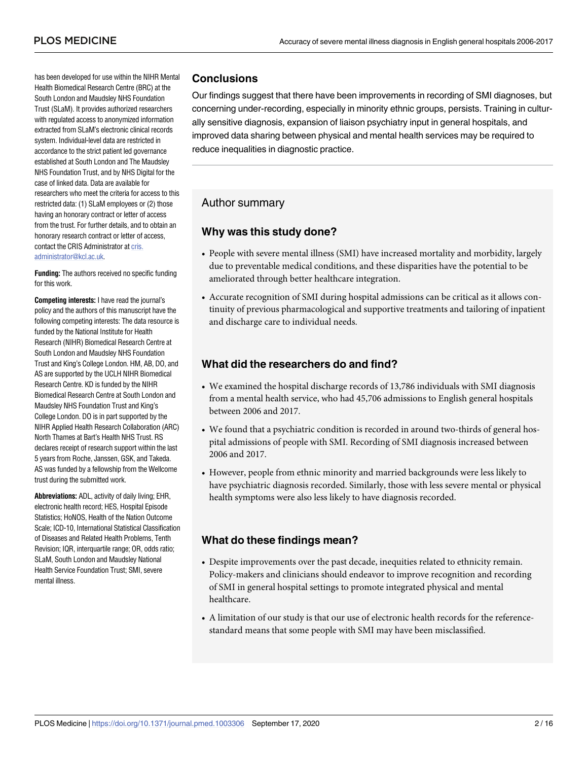has been developed for use within the NIHR Mental Health Biomedical Research Centre (BRC) at the South London and Maudsley NHS Foundation Trust (SLaM). It provides authorized researchers with regulated access to anonymized information extracted from SLaM's electronic clinical records system. Individual-level data are restricted in accordance to the strict patient led governance established at South London and The Maudsley NHS Foundation Trust, and by NHS Digital for the case of linked data. Data are available for researchers who meet the criteria for access to this restricted data: (1) SLaM employees or (2) those having an honorary contract or letter of access from the trust. For further details, and to obtain an honorary research contract or letter of access, contact the CRIS Administrator at cris.administrator@kcl.ac.uk.

**Funding:** The authors received no specific funding for this work.

**Competing interests:** I have read the journal's policy and the authors of this manuscript have the following competing interests: The data resource is funded by the National Institute for Health Research (NIHR) Biomedical Research Centre at South London and Maudsley NHS Foundation Trust and King's College London. HM, AB, DO, and AS are supported by the UCLH NIHR Biomedical Research Centre. KD is funded by the NIHR Biomedical Research Centre at South London and Maudsley NHS Foundation Trust and King's College London. DO is in part supported by the NIHR Applied Health Research Collaboration (ARC) North Thames at Bart's Health NHS Trust. RS declares receipt of research support within the last 5 years from Roche, Janssen, GSK, and Takeda. AS was funded by a fellowship from the Wellcome trust during the submitted work.

**Abbreviations:** ADL, activity of daily living; EHR, electronic health record; HES, Hospital Episode Statistics; HoNOS, Health of the Nation Outcome Scale; ICD-10, International Statistical Classification of Diseases and Related Health Problems, Tenth Revision; IQR, interquartile range; OR, odds ratio; SLaM, South London and Maudsley National Health Service Foundation Trust; SMI, severe mental illness.

## Conclusions

Our findings suggest that there have been improvements in recording of SMI diagnoses, but concerning under-recording, especially in minority ethnic groups, persists. Training in culturally sensitive diagnosis, expansion of liaison psychiatry input in general hospitals, and improved data sharing between physical and mental health services may be required to reduce inequalities in diagnostic practice.

## Author summary

### Why was this study done?

- People with severe mental illness (SMI) have increased mortality and morbidity, largely due to preventable medical conditions, and these disparities have the potential to be ameliorated through better healthcare integration.
- Accurate recognition of SMI during hospital admissions can be critical as it allows continuity of previous pharmacological and supportive treatments and tailoring of inpatient and discharge care to individual needs.

### What did the researchers do and find?

- We examined the hospital discharge records of 13,786 individuals with SMI diagnosis from a mental health service, who had 45,706 admissions to English general hospitals between 2006 and 2017.
- We found that a psychiatric condition is recorded in around two-thirds of general hospital admissions of people with SMI. Recording of SMI diagnosis increased between 2006 and 2017.
- However, people from ethnic minority and married backgrounds were less likely to have psychiatric diagnosis recorded. Similarly, those with less severe mental or physical health symptoms were also less likely to have diagnosis recorded.

### What do these findings mean?

- Despite improvements over the past decade, inequities related to ethnicity remain. Policy-makers and clinicians should endeavor to improve recognition and recording of SMI in general hospital settings to promote integrated physical and mental healthcare.
- A limitation of our study is that our use of electronic health records for the reference-standard means that some people with SMI may have been misclassified.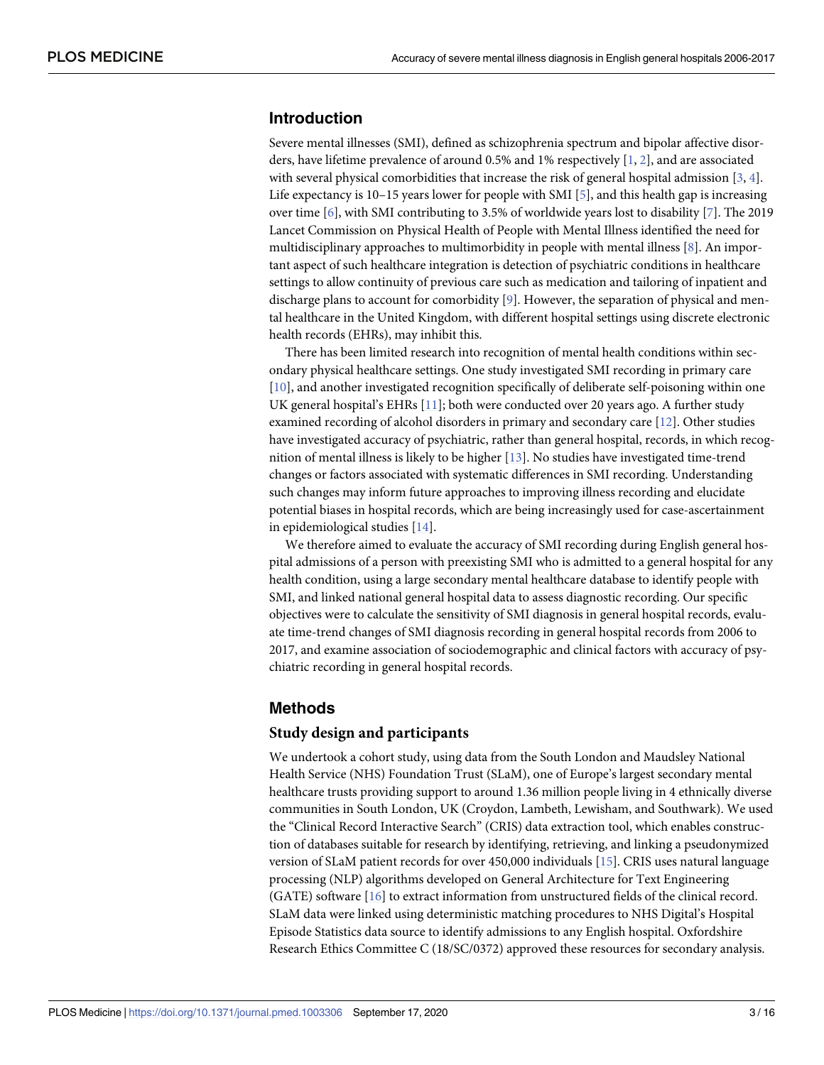## Introduction

Severe mental illnesses (SMI), defined as schizophrenia spectrum and bipolar affective disorders, have lifetime prevalence of around 0.5% and 1% respectively [1, 2], and are associated with several physical comorbidities that increase the risk of general hospital admission [3, 4]. Life expectancy is 10–15 years lower for people with SMI [5], and this health gap is increasing over time [6], with SMI contributing to 3.5% of worldwide years lost to disability [7]. The 2019 Lancet Commission on Physical Health of People with Mental Illness identified the need for multidisciplinary approaches to multimorbidity in people with mental illness [8]. An important aspect of such healthcare integration is detection of psychiatric conditions in healthcare settings to allow continuity of previous care such as medication and tailoring of inpatient and discharge plans to account for comorbidity [9]. However, the separation of physical and mental healthcare in the United Kingdom, with different hospital settings using discrete electronic health records (EHRs), may inhibit this.

There has been limited research into recognition of mental health conditions within secondary physical healthcare settings. One study investigated SMI recording in primary care [10], and another investigated recognition specifically of deliberate self-poisoning within one UK general hospital's EHRs [11]; both were conducted over 20 years ago. A further study examined recording of alcohol disorders in primary and secondary care [12]. Other studies have investigated accuracy of psychiatric, rather than general hospital, records, in which recognition of mental illness is likely to be higher [13]. No studies have investigated time-trend changes or factors associated with systematic differences in SMI recording. Understanding such changes may inform future approaches to improving illness recording and elucidate potential biases in hospital records, which are being increasingly used for case-ascertainment in epidemiological studies [14].

We therefore aimed to evaluate the accuracy of SMI recording during English general hospital admissions of a person with preexisting SMI who is admitted to a general hospital for any health condition, using a large secondary mental healthcare database to identify people with SMI, and linked national general hospital data to assess diagnostic recording. Our specific objectives were to calculate the sensitivity of SMI diagnosis in general hospital records, evaluate time-trend changes of SMI diagnosis recording in general hospital records from 2006 to 2017, and examine association of sociodemographic and clinical factors with accuracy of psychiatric recording in general hospital records.

## Methods

### Study design and participants

We undertook a cohort study, using data from the South London and Maudsley National Health Service (NHS) Foundation Trust (SLaM), one of Europe's largest secondary mental healthcare trusts providing support to around 1.36 million people living in 4 ethnically diverse communities in South London, UK (Croydon, Lambeth, Lewisham, and Southwark). We used the "Clinical Record Interactive Search" (CRIS) data extraction tool, which enables construction of databases suitable for research by identifying, retrieving, and linking a pseudonymized version of SLaM patient records for over 450,000 individuals [15]. CRIS uses natural language processing (NLP) algorithms developed on General Architecture for Text Engineering (GATE) software [16] to extract information from unstructured fields of the clinical record. SLaM data were linked using deterministic matching procedures to NHS Digital's Hospital Episode Statistics data source to identify admissions to any English hospital. Oxfordshire Research Ethics Committee C (18/SC/0372) approved these resources for secondary analysis.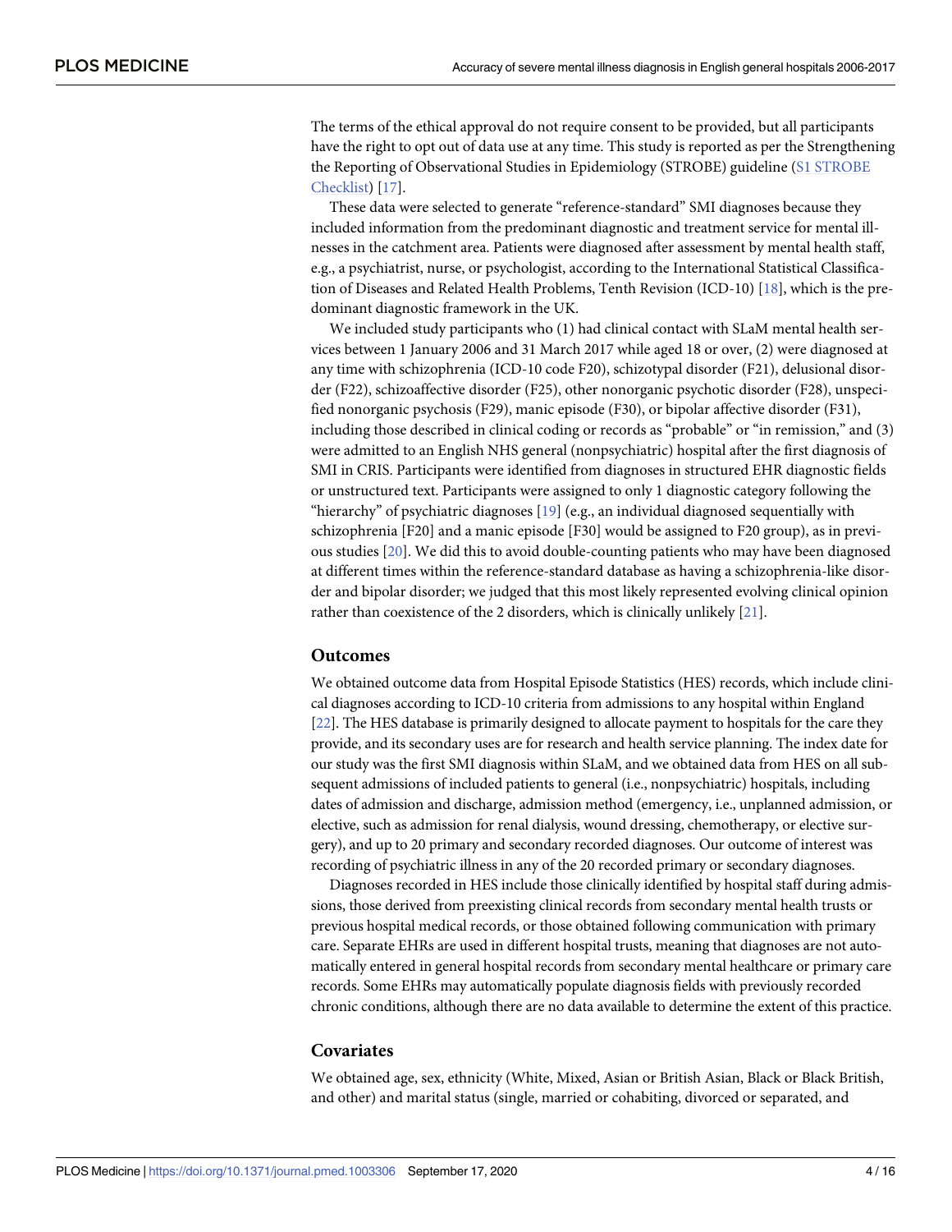The terms of the ethical approval do not require consent to be provided, but all participants have the right to opt out of data use at any time. This study is reported as per the Strengthening the Reporting of Observational Studies in Epidemiology (STROBE) guideline (S1 STROBE Checklist) [17].

These data were selected to generate "reference-standard" SMI diagnoses because they included information from the predominant diagnostic and treatment service for mental illnesses in the catchment area. Patients were diagnosed after assessment by mental health staff, e.g., a psychiatrist, nurse, or psychologist, according to the International Statistical Classification of Diseases and Related Health Problems, Tenth Revision (ICD-10) [18], which is the predominant diagnostic framework in the UK.

We included study participants who (1) had clinical contact with SLaM mental health services between 1 January 2006 and 31 March 2017 while aged 18 or over, (2) were diagnosed at any time with schizophrenia (ICD-10 code F20), schizotypal disorder (F21), delusional disorder (F22), schizoaffective disorder (F25), other nonorganic psychotic disorder (F28), unspecified nonorganic psychosis (F29), manic episode (F30), or bipolar affective disorder (F31), including those described in clinical coding or records as "probable" or "in remission," and (3) were admitted to an English NHS general (nonpsychiatric) hospital after the first diagnosis of SMI in CRIS. Participants were identified from diagnoses in structured EHR diagnostic fields or unstructured text. Participants were assigned to only 1 diagnostic category following the "hierarchy" of psychiatric diagnoses [19] (e.g., an individual diagnosed sequentially with schizophrenia [F20] and a manic episode [F30] would be assigned to F20 group), as in previous studies [20]. We did this to avoid double-counting patients who may have been diagnosed at different times within the reference-standard database as having a schizophrenia-like disorder and bipolar disorder; we judged that this most likely represented evolving clinical opinion rather than coexistence of the 2 disorders, which is clinically unlikely [21].

## Outcomes

We obtained outcome data from Hospital Episode Statistics (HES) records, which include clinical diagnoses according to ICD-10 criteria from admissions to any hospital within England [22]. The HES database is primarily designed to allocate payment to hospitals for the care they provide, and its secondary uses are for research and health service planning. The index date for our study was the first SMI diagnosis within SLaM, and we obtained data from HES on all subsequent admissions of included patients to general (i.e., nonpsychiatric) hospitals, including dates of admission and discharge, admission method (emergency, i.e., unplanned admission, or elective, such as admission for renal dialysis, wound dressing, chemotherapy, or elective surgery), and up to 20 primary and secondary recorded diagnoses. Our outcome of interest was recording of psychiatric illness in any of the 20 recorded primary or secondary diagnoses.

Diagnoses recorded in HES include those clinically identified by hospital staff during admissions, those derived from preexisting clinical records from secondary mental health trusts or previous hospital medical records, or those obtained following communication with primary care. Separate EHRs are used in different hospital trusts, meaning that diagnoses are not automatically entered in general hospital records from secondary mental healthcare or primary care records. Some EHRs may automatically populate diagnosis fields with previously recorded chronic conditions, although there are no data available to determine the extent of this practice.

## Covariates

We obtained age, sex, ethnicity (White, Mixed, Asian or British Asian, Black or Black British, and other) and marital status (single, married or cohabiting, divorced or separated, and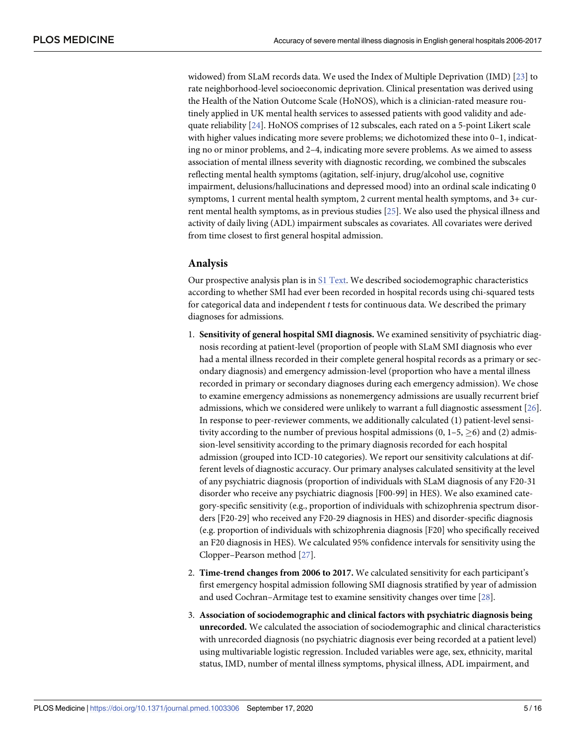widowed) from SLaM records data. We used the Index of Multiple Deprivation (IMD) [23] to rate neighborhood-level socioeconomic deprivation. Clinical presentation was derived using the Health of the Nation Outcome Scale (HoNOS), which is a clinician-rated measure routinely applied in UK mental health services to assessed patients with good validity and adequate reliability [24]. HoNOS comprises of 12 subscales, each rated on a 5-point Likert scale with higher values indicating more severe problems; we dichotomized these into 0–1, indicating no or minor problems, and 2–4, indicating more severe problems. As we aimed to assess association of mental illness severity with diagnostic recording, we combined the subscales reflecting mental health symptoms (agitation, self-injury, drug/alcohol use, cognitive impairment, delusions/hallucinations and depressed mood) into an ordinal scale indicating 0 symptoms, 1 current mental health symptom, 2 current mental health symptoms, and 3+ current mental health symptoms, as in previous studies [25]. We also used the physical illness and activity of daily living (ADL) impairment subscales as covariates. All covariates were derived from time closest to first general hospital admission.

## Analysis

Our prospective analysis plan is in S1 Text. We described sociodemographic characteristics according to whether SMI had ever been recorded in hospital records using chi-squared tests for categorical data and independent *t* tests for continuous data. We described the primary diagnoses for admissions.

1. **Sensitivity of general hospital SMI diagnosis.** We examined sensitivity of psychiatric diagnosis recording at patient-level (proportion of people with SLaM SMI diagnosis who ever had a mental illness recorded in their complete general hospital records as a primary or secondary diagnosis) and emergency admission-level (proportion who have a mental illness recorded in primary or secondary diagnoses during each emergency admission). We chose to examine emergency admissions as nonemergency admissions are usually recurrent brief admissions, which we considered were unlikely to warrant a full diagnostic assessment [26]. In response to peer-reviewer comments, we additionally calculated (1) patient-level sensitivity according to the number of previous hospital admissions (0, 1–5, ≥6) and (2) admission-level sensitivity according to the primary diagnosis recorded for each hospital admission (grouped into ICD-10 categories). We report our sensitivity calculations at different levels of diagnostic accuracy. Our primary analyses calculated sensitivity at the level of any psychiatric diagnosis (proportion of individuals with SLaM diagnosis of any F20-31 disorder who receive any psychiatric diagnosis [F00-99] in HES). We also examined category-specific sensitivity (e.g., proportion of individuals with schizophrenia spectrum disorders [F20-29] who received any F20-29 diagnosis in HES) and disorder-specific diagnosis (e.g. proportion of individuals with schizophrenia diagnosis [F20] who specifically received an F20 diagnosis in HES). We calculated 95% confidence intervals for sensitivity using the Clopper–Pearson method [27].
2. **Time-trend changes from 2006 to 2017.** We calculated sensitivity for each participant's first emergency hospital admission following SMI diagnosis stratified by year of admission and used Cochran–Armitage test to examine sensitivity changes over time [28].
3. **Association of sociodemographic and clinical factors with psychiatric diagnosis being unrecorded.** We calculated the association of sociodemographic and clinical characteristics with unrecorded diagnosis (no psychiatric diagnosis ever being recorded at a patient level) using multivariable logistic regression. Included variables were age, sex, ethnicity, marital status, IMD, number of mental illness symptoms, physical illness, ADL impairment, and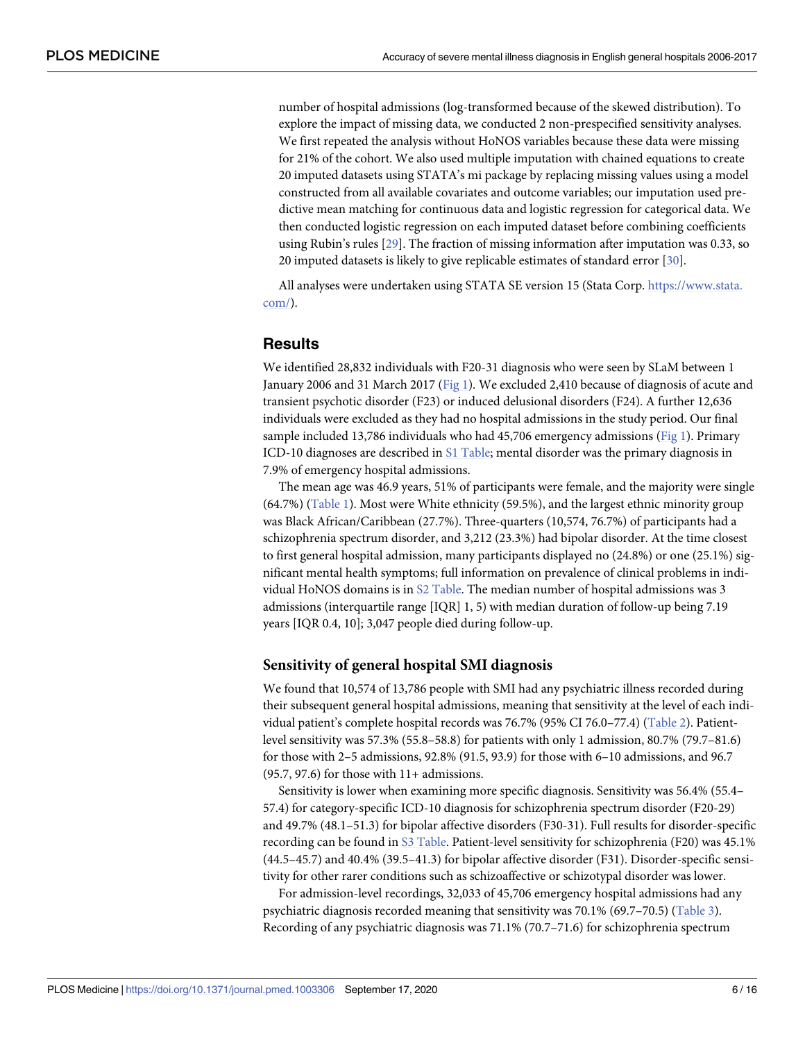number of hospital admissions (log-transformed because of the skewed distribution). To explore the impact of missing data, we conducted 2 non-prespecified sensitivity analyses. We first repeated the analysis without HoNOS variables because these data were missing for 21% of the cohort. We also used multiple imputation with chained equations to create 20 imputed datasets using STATA's mi package by replacing missing values using a model constructed from all available covariates and outcome variables; our imputation used predictive mean matching for continuous data and logistic regression for categorical data. We then conducted logistic regression on each imputed dataset before combining coefficients using Rubin's rules [29]. The fraction of missing information after imputation was 0.33, so 20 imputed datasets is likely to give replicable estimates of standard error [30].

All analyses were undertaken using STATA SE version 15 (Stata Corp. https://www.stata.com/).

## Results

We identified 28,832 individuals with F20-31 diagnosis who were seen by SLaM between 1 January 2006 and 31 March 2017 (Fig 1). We excluded 2,410 because of diagnosis of acute and transient psychotic disorder (F23) or induced delusional disorders (F24). A further 12,636 individuals were excluded as they had no hospital admissions in the study period. Our final sample included 13,786 individuals who had 45,706 emergency admissions (Fig 1). Primary ICD-10 diagnoses are described in S1 Table; mental disorder was the primary diagnosis in 7.9% of emergency hospital admissions.

The mean age was 46.9 years, 51% of participants were female, and the majority were single (64.7%) (Table 1). Most were White ethnicity (59.5%), and the largest ethnic minority group was Black African/Caribbean (27.7%). Three-quarters (10,574, 76.7%) of participants had a schizophrenia spectrum disorder, and 3,212 (23.3%) had bipolar disorder. At the time closest to first general hospital admission, many participants displayed no (24.8%) or one (25.1%) significant mental health symptoms; full information on prevalence of clinical problems in individual HoNOS domains is in S2 Table. The median number of hospital admissions was 3 admissions (interquartile range [IQR] 1, 5) with median duration of follow-up being 7.19 years [IQR 0.4, 10]; 3,047 people died during follow-up.

### Sensitivity of general hospital SMI diagnosis

We found that 10,574 of 13,786 people with SMI had any psychiatric illness recorded during their subsequent general hospital admissions, meaning that sensitivity at the level of each individual patient's complete hospital records was 76.7% (95% CI 76.0–77.4) (Table 2). Patient-level sensitivity was 57.3% (55.8–58.8) for patients with only 1 admission, 80.7% (79.7–81.6) for those with 2–5 admissions, 92.8% (91.5, 93.9) for those with 6–10 admissions, and 96.7 (95.7, 97.6) for those with 11+ admissions.

Sensitivity is lower when examining more specific diagnosis. Sensitivity was 56.4% (55.4–57.4) for category-specific ICD-10 diagnosis for schizophrenia spectrum disorder (F20-29) and 49.7% (48.1–51.3) for bipolar affective disorders (F30-31). Full results for disorder-specific recording can be found in S3 Table. Patient-level sensitivity for schizophrenia (F20) was 45.1% (44.5–45.7) and 40.4% (39.5–41.3) for bipolar affective disorder (F31). Disorder-specific sensitivity for other rarer conditions such as schizoaffective or schizotypal disorder was lower.

For admission-level recordings, 32,033 of 45,706 emergency hospital admissions had any psychiatric diagnosis recorded meaning that sensitivity was 70.1% (69.7–70.5) (Table 3). Recording of any psychiatric diagnosis was 71.1% (70.7–71.6) for schizophrenia spectrum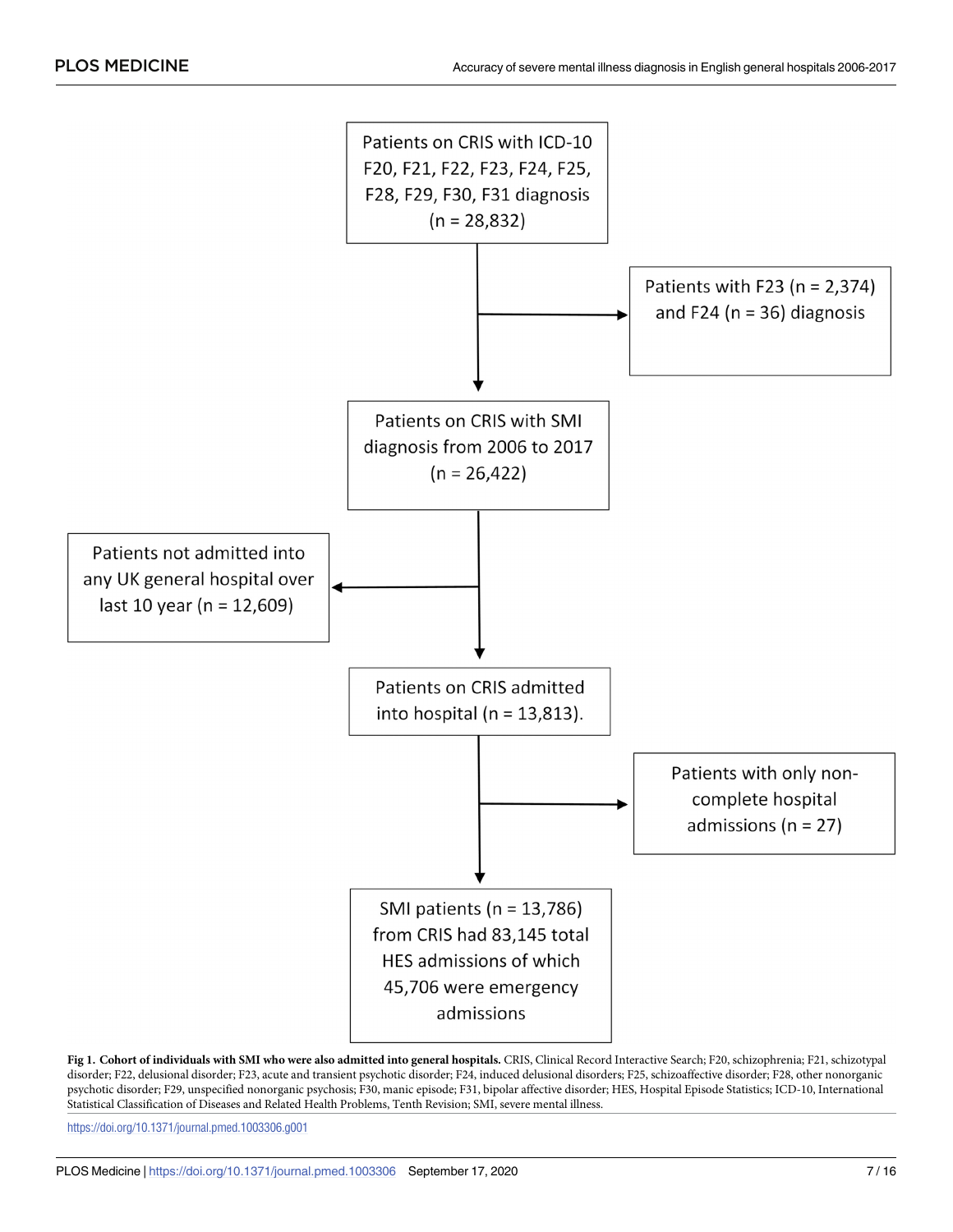Patients on CRIS with ICD-10 F20, F21, F22, F23, F24, F25, F28, F29, F30, F31 diagnosis (n = 28,832)

→ Patients with F23 (n = 2,374) and F24 (n = 36) diagnosis

Patients on CRIS with SMI diagnosis from 2006 to 2017 (n = 26,422)

→ Patients not admitted into any UK general hospital over last 10 year (n = 12,609)

Patients on CRIS admitted into hospital (n = 13,813).

→ Patients with only non-complete hospital admissions (n = 27)

SMI patients (n = 13,786) from CRIS had 83,145 total HES admissions of which 45,706 were emergency admissions

**Fig 1. Cohort of individuals with SMI who were also admitted into general hospitals.** CRIS, Clinical Record Interactive Search; F20, schizophrenia; F21, schizotypal disorder; F22, delusional disorder; F23, acute and transient psychotic disorder; F24, induced delusional disorders; F25, schizoaffective disorder; F28, other nonorganic psychotic disorder; F29, unspecified nonorganic psychosis; F30, manic episode; F31, bipolar affective disorder; HES, Hospital Episode Statistics; ICD-10, International Statistical Classification of Diseases and Related Health Problems, Tenth Revision; SMI, severe mental illness.

https://doi.org/10.1371/journal.pmed.1003306.g001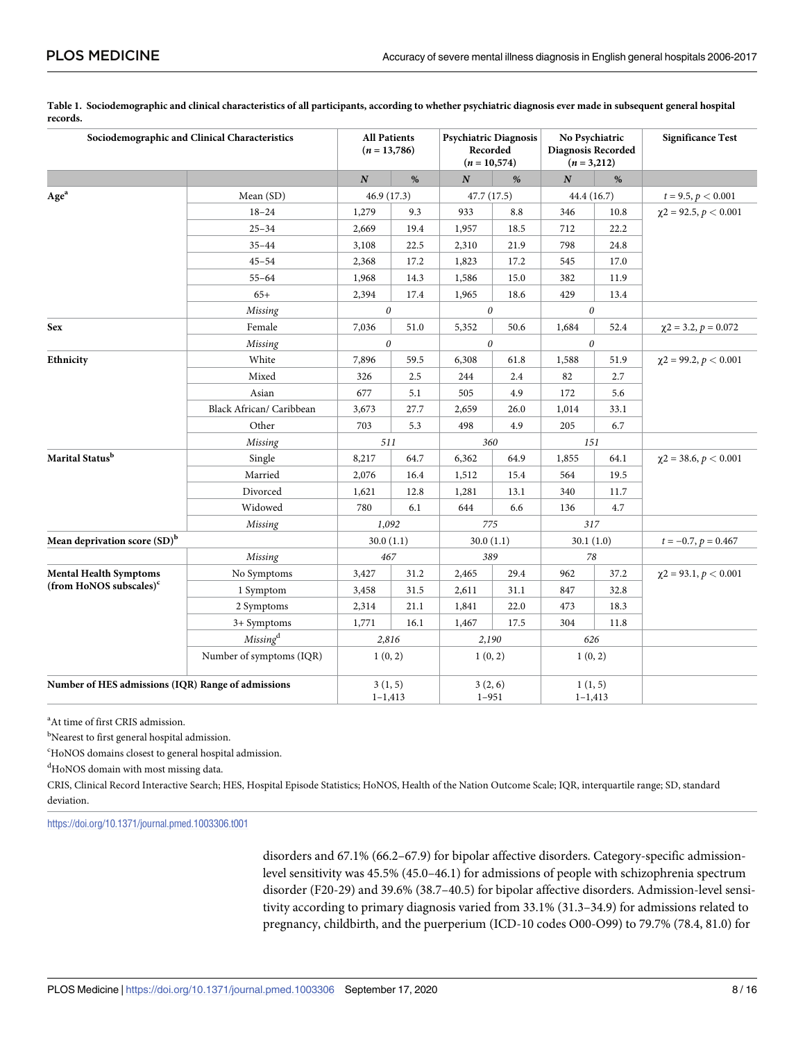**Table 1. Sociodemographic and clinical characteristics of all participants, according to whether psychiatric diagnosis ever made in subsequent general hospital records.**

| Sociodemographic and Clinical Characteristics | | All Patients ($n$ = 13,786) | | Psychiatric Diagnosis Recorded ($n$ = 10,574) | | No Psychiatric Diagnosis Recorded ($n$ = 3,212) | | Significance Test |
|---|---|---|---|---|---|---|---|---|
| | | *N* | % | *N* | % | *N* | % | |
| Age[a] | Mean (SD) | 46.9 (17.3) | | 47.7 (17.5) | | 44.4 (16.7) | | $t = 9.5, p < 0.001$ |
| | 18–24 | 1,279 | 9.3 | 933 | 8.8 | 346 | 10.8 | $\chi2 = 92.5, p < 0.001$ |
| | 25–34 | 2,669 | 19.4 | 1,957 | 18.5 | 712 | 22.2 | |
| | 35–44 | 3,108 | 22.5 | 2,310 | 21.9 | 798 | 24.8 | |
| | 45–54 | 2,368 | 17.2 | 1,823 | 17.2 | 545 | 17.0 | |
| | 55–64 | 1,968 | 14.3 | 1,586 | 15.0 | 382 | 11.9 | |
| | 65+ | 2,394 | 17.4 | 1,965 | 18.6 | 429 | 13.4 | |
| | *Missing* | *0* | | *0* | | *0* | | |
| Sex | Female | 7,036 | 51.0 | 5,352 | 50.6 | 1,684 | 52.4 | $\chi2 = 3.2, p = 0.072$ |
| | *Missing* | *0* | | *0* | | *0* | | |
| Ethnicity | White | 7,896 | 59.5 | 6,308 | 61.8 | 1,588 | 51.9 | $\chi2 = 99.2, p < 0.001$ |
| | Mixed | 326 | 2.5 | 244 | 2.4 | 82 | 2.7 | |
| | Asian | 677 | 5.1 | 505 | 4.9 | 172 | 5.6 | |
| | Black African/ Caribbean | 3,673 | 27.7 | 2,659 | 26.0 | 1,014 | 33.1 | |
| | Other | 703 | 5.3 | 498 | 4.9 | 205 | 6.7 | |
| | *Missing* | *511* | | *360* | | *151* | | |
| Marital Status[b] | Single | 8,217 | 64.7 | 6,362 | 64.9 | 1,855 | 64.1 | $\chi2 = 38.6, p < 0.001$ |
| | Married | 2,076 | 16.4 | 1,512 | 15.4 | 564 | 19.5 | |
| | Divorced | 1,621 | 12.8 | 1,281 | 13.1 | 340 | 11.7 | |
| | Widowed | 780 | 6.1 | 644 | 6.6 | 136 | 4.7 | |
| | *Missing* | *1,092* | | *775* | | *317* | | |
| Mean deprivation score (SD)[b] | | 30.0 (1.1) | | 30.0 (1.1) | | 30.1 (1.0) | | $t = -0.7, p = 0.467$ |
| | *Missing* | *467* | | *389* | | *78* | | |
| Mental Health Symptoms (from HoNOS subscales)[c] | No Symptoms | 3,427 | 31.2 | 2,465 | 29.4 | 962 | 37.2 | $\chi2 = 93.1, p < 0.001$ |
| | 1 Symptom | 3,458 | 31.5 | 2,611 | 31.1 | 847 | 32.8 | |
| | 2 Symptoms | 2,314 | 21.1 | 1,841 | 22.0 | 473 | 18.3 | |
| | 3+ Symptoms | 1,771 | 16.1 | 1,467 | 17.5 | 304 | 11.8 | |
| | *Missing*[d] | *2,816* | | *2,190* | | *626* | | |
| | Number of symptoms (IQR) | 1 (0, 2) | | 1 (0, 2) | | 1 (0, 2) | | |
| Number of HES admissions (IQR) Range of admissions | | 3 (1, 5) 1–1,413 | | 3 (2, 6) 1–951 | | 1 (1, 5) 1–1,413 | | |

[a]At time of first CRIS admission.

[b]Nearest to first general hospital admission.

[c]HoNOS domains closest to general hospital admission.

[d]HoNOS domain with most missing data.

CRIS, Clinical Record Interactive Search; HES, Hospital Episode Statistics; HoNOS, Health of the Nation Outcome Scale; IQR, interquartile range; SD, standard deviation.

https://doi.org/10.1371/journal.pmed.1003306.t001

disorders and 67.1% (66.2–67.9) for bipolar affective disorders. Category-specific admission-level sensitivity was 45.5% (45.0–46.1) for admissions of people with schizophrenia spectrum disorder (F20-29) and 39.6% (38.7–40.5) for bipolar affective disorders. Admission-level sensitivity according to primary diagnosis varied from 33.1% (31.3–34.9) for admissions related to pregnancy, childbirth, and the puerperium (ICD-10 codes O00-O99) to 79.7% (78.4, 81.0) for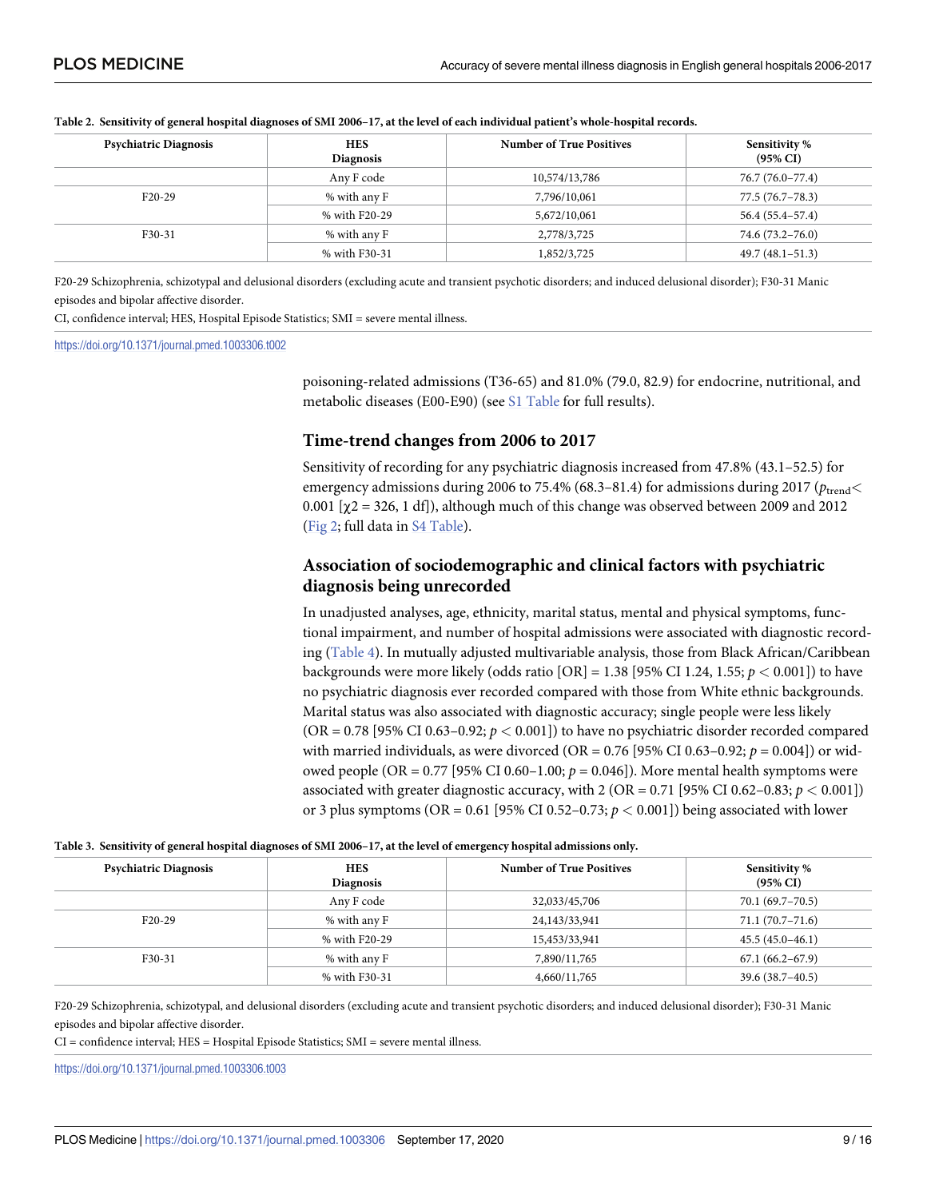**Table 2. Sensitivity of general hospital diagnoses of SMI 2006–17, at the level of each individual patient's whole-hospital records.**

| Psychiatric Diagnosis | HES Diagnosis | Number of True Positives | Sensitivity % (95% CI) |
|---|---|---|---|
| | Any F code | 10,574/13,786 | 76.7 (76.0–77.4) |
| F20-29 | % with any F | 7,796/10,061 | 77.5 (76.7–78.3) |
| | % with F20-29 | 5,672/10,061 | 56.4 (55.4–57.4) |
| F30-31 | % with any F | 2,778/3,725 | 74.6 (73.2–76.0) |
| | % with F30-31 | 1,852/3,725 | 49.7 (48.1–51.3) |

F20-29 Schizophrenia, schizotypal and delusional disorders (excluding acute and transient psychotic disorders; and induced delusional disorder); F30-31 Manic episodes and bipolar affective disorder.

CI, confidence interval; HES, Hospital Episode Statistics; SMI = severe mental illness.

https://doi.org/10.1371/journal.pmed.1003306.t002

poisoning-related admissions (T36-65) and 81.0% (79.0, 82.9) for endocrine, nutritional, and metabolic diseases (E00-E90) (see S1 Table for full results).

## Time-trend changes from 2006 to 2017

Sensitivity of recording for any psychiatric diagnosis increased from 47.8% (43.1–52.5) for emergency admissions during 2006 to 75.4% (68.3–81.4) for admissions during 2017 ($p_{trend} <$ 0.001 [$\chi 2 = 326$, 1 df]), although much of this change was observed between 2009 and 2012 (Fig 2; full data in S4 Table).

## Association of sociodemographic and clinical factors with psychiatric diagnosis being unrecorded

In unadjusted analyses, age, ethnicity, marital status, mental and physical symptoms, functional impairment, and number of hospital admissions were associated with diagnostic recording (Table 4). In mutually adjusted multivariable analysis, those from Black African/Caribbean backgrounds were more likely (odds ratio [OR] = 1.38 [95% CI 1.24, 1.55; $p < 0.001$]) to have no psychiatric diagnosis ever recorded compared with those from White ethnic backgrounds. Marital status was also associated with diagnostic accuracy; single people were less likely (OR = 0.78 [95% CI 0.63–0.92; $p < 0.001$]) to have no psychiatric disorder recorded compared with married individuals, as were divorced (OR = 0.76 [95% CI 0.63–0.92; $p = 0.004$]) or widowed people (OR = 0.77 [95% CI 0.60–1.00; $p = 0.046$]). More mental health symptoms were associated with greater diagnostic accuracy, with 2 (OR = 0.71 [95% CI 0.62–0.83; $p < 0.001$]) or 3 plus symptoms (OR = 0.61 [95% CI 0.52–0.73; $p < 0.001$]) being associated with lower

**Table 3. Sensitivity of general hospital diagnoses of SMI 2006–17, at the level of emergency hospital admissions only.**

| Psychiatric Diagnosis | HES Diagnosis | Number of True Positives | Sensitivity % (95% CI) |
|---|---|---|---|
| | Any F code | 32,033/45,706 | 70.1 (69.7–70.5) |
| F20-29 | % with any F | 24,143/33,941 | 71.1 (70.7–71.6) |
| | % with F20-29 | 15,453/33,941 | 45.5 (45.0–46.1) |
| F30-31 | % with any F | 7,890/11,765 | 67.1 (66.2–67.9) |
| | % with F30-31 | 4,660/11,765 | 39.6 (38.7–40.5) |

F20-29 Schizophrenia, schizotypal, and delusional disorders (excluding acute and transient psychotic disorders; and induced delusional disorder); F30-31 Manic episodes and bipolar affective disorder.

CI = confidence interval; HES = Hospital Episode Statistics; SMI = severe mental illness.

https://doi.org/10.1371/journal.pmed.1003306.t003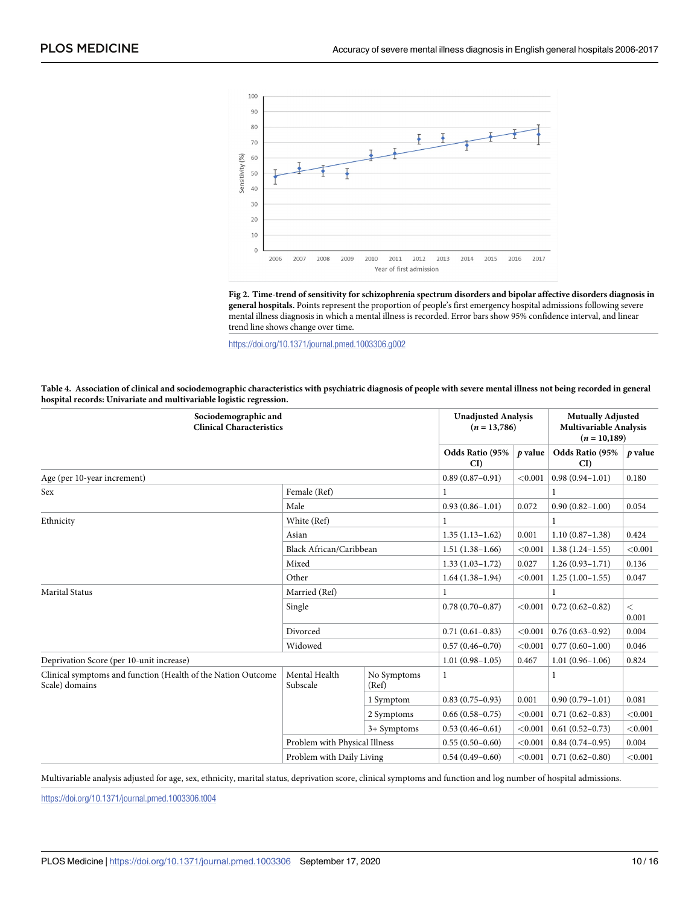**Fig 2. Time-trend of sensitivity for schizophrenia spectrum disorders and bipolar affective disorders diagnosis in general hospitals.** Points represent the proportion of people's first emergency hospital admissions following severe mental illness diagnosis in which a mental illness is recorded. Error bars show 95% confidence interval, and linear trend line shows change over time.

https://doi.org/10.1371/journal.pmed.1003306.g002

**Table 4. Association of clinical and sociodemographic characteristics with psychiatric diagnosis of people with severe mental illness not being recorded in general hospital records: Univariate and multivariable logistic regression.**

| Sociodemographic and Clinical Characteristics | | | Unadjusted Analysis ($n$ = 13,786) | | Mutually Adjusted Multivariable Analysis ($n$ = 10,189) | |
|---|---|---|---|---|---|---|
| | | | Odds Ratio (95% CI) | $p$ value | Odds Ratio (95% CI) | $p$ value |
| Age (per 10-year increment) | | | 0.89 (0.87–0.91) | <0.001 | 0.98 (0.94–1.01) | 0.180 |
| Sex | Female (Ref) | | 1 | | 1 | |
| | Male | | 0.93 (0.86–1.01) | 0.072 | 0.90 (0.82–1.00) | 0.054 |
| Ethnicity | White (Ref) | | 1 | | 1 | |
| | Asian | | 1.35 (1.13–1.62) | 0.001 | 1.10 (0.87–1.38) | 0.424 |
| | Black African/Caribbean | | 1.51 (1.38–1.66) | <0.001 | 1.38 (1.24–1.55) | <0.001 |
| | Mixed | | 1.33 (1.03–1.72) | 0.027 | 1.26 (0.93–1.71) | 0.136 |
| | Other | | 1.64 (1.38–1.94) | <0.001 | 1.25 (1.00–1.55) | 0.047 |
| Marital Status | Married (Ref) | | 1 | | 1 | |
| | Single | | 0.78 (0.70–0.87) | <0.001 | 0.72 (0.62–0.82) | <0.001 |
| | Divorced | | 0.71 (0.61–0.83) | <0.001 | 0.76 (0.63–0.92) | 0.004 |
| | Widowed | | 0.57 (0.46–0.70) | <0.001 | 0.77 (0.60–1.00) | 0.046 |
| Deprivation Score (per 10-unit increase) | | | 1.01 (0.98–1.05) | 0.467 | 1.01 (0.96–1.06) | 0.824 |
| Clinical symptoms and function (Health of the Nation Outcome Scale) domains | Mental Health Subscale | No Symptoms (Ref) | 1 | | 1 | |
| | | 1 Symptom | 0.83 (0.75–0.93) | 0.001 | 0.90 (0.79–1.01) | 0.081 |
| | | 2 Symptoms | 0.66 (0.58–0.75) | <0.001 | 0.71 (0.62–0.83) | <0.001 |
| | | 3+ Symptoms | 0.53 (0.46–0.61) | <0.001 | 0.61 (0.52–0.73) | <0.001 |
| | Problem with Physical Illness | | 0.55 (0.50–0.60) | <0.001 | 0.84 (0.74–0.95) | 0.004 |
| | Problem with Daily Living | | 0.54 (0.49–0.60) | <0.001 | 0.71 (0.62–0.80) | <0.001 |

Multivariable analysis adjusted for age, sex, ethnicity, marital status, deprivation score, clinical symptoms and function and log number of hospital admissions.

https://doi.org/10.1371/journal.pmed.1003306.t004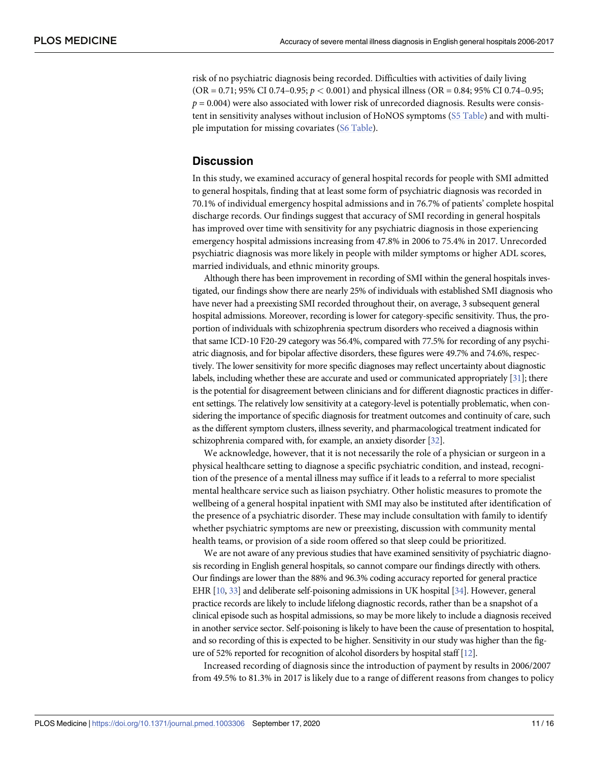risk of no psychiatric diagnosis being recorded. Difficulties with activities of daily living (OR = 0.71; 95% CI 0.74–0.95; $p < 0.001$) and physical illness (OR = 0.84; 95% CI 0.74–0.95; $p = 0.004$) were also associated with lower risk of unrecorded diagnosis. Results were consistent in sensitivity analyses without inclusion of HoNOS symptoms (S5 Table) and with multiple imputation for missing covariates (S6 Table).

## Discussion

In this study, we examined accuracy of general hospital records for people with SMI admitted to general hospitals, finding that at least some form of psychiatric diagnosis was recorded in 70.1% of individual emergency hospital admissions and in 76.7% of patients' complete hospital discharge records. Our findings suggest that accuracy of SMI recording in general hospitals has improved over time with sensitivity for any psychiatric diagnosis in those experiencing emergency hospital admissions increasing from 47.8% in 2006 to 75.4% in 2017. Unrecorded psychiatric diagnosis was more likely in people with milder symptoms or higher ADL scores, married individuals, and ethnic minority groups.

Although there has been improvement in recording of SMI within the general hospitals investigated, our findings show there are nearly 25% of individuals with established SMI diagnosis who have never had a preexisting SMI recorded throughout their, on average, 3 subsequent general hospital admissions. Moreover, recording is lower for category-specific sensitivity. Thus, the proportion of individuals with schizophrenia spectrum disorders who received a diagnosis within that same ICD-10 F20-29 category was 56.4%, compared with 77.5% for recording of any psychiatric diagnosis, and for bipolar affective disorders, these figures were 49.7% and 74.6%, respectively. The lower sensitivity for more specific diagnoses may reflect uncertainty about diagnostic labels, including whether these are accurate and used or communicated appropriately [31]; there is the potential for disagreement between clinicians and for different diagnostic practices in different settings. The relatively low sensitivity at a category-level is potentially problematic, when considering the importance of specific diagnosis for treatment outcomes and continuity of care, such as the different symptom clusters, illness severity, and pharmacological treatment indicated for schizophrenia compared with, for example, an anxiety disorder [32].

We acknowledge, however, that it is not necessarily the role of a physician or surgeon in a physical healthcare setting to diagnose a specific psychiatric condition, and instead, recognition of the presence of a mental illness may suffice if it leads to a referral to more specialist mental healthcare service such as liaison psychiatry. Other holistic measures to promote the wellbeing of a general hospital inpatient with SMI may also be instituted after identification of the presence of a psychiatric disorder. These may include consultation with family to identify whether psychiatric symptoms are new or preexisting, discussion with community mental health teams, or provision of a side room offered so that sleep could be prioritized.

We are not aware of any previous studies that have examined sensitivity of psychiatric diagnosis recording in English general hospitals, so cannot compare our findings directly with others. Our findings are lower than the 88% and 96.3% coding accuracy reported for general practice EHR [10, 33] and deliberate self-poisoning admissions in UK hospital [34]. However, general practice records are likely to include lifelong diagnostic records, rather than be a snapshot of a clinical episode such as hospital admissions, so may be more likely to include a diagnosis received in another service sector. Self-poisoning is likely to have been the cause of presentation to hospital, and so recording of this is expected to be higher. Sensitivity in our study was higher than the figure of 52% reported for recognition of alcohol disorders by hospital staff [12].

Increased recording of diagnosis since the introduction of payment by results in 2006/2007 from 49.5% to 81.3% in 2017 is likely due to a range of different reasons from changes to policy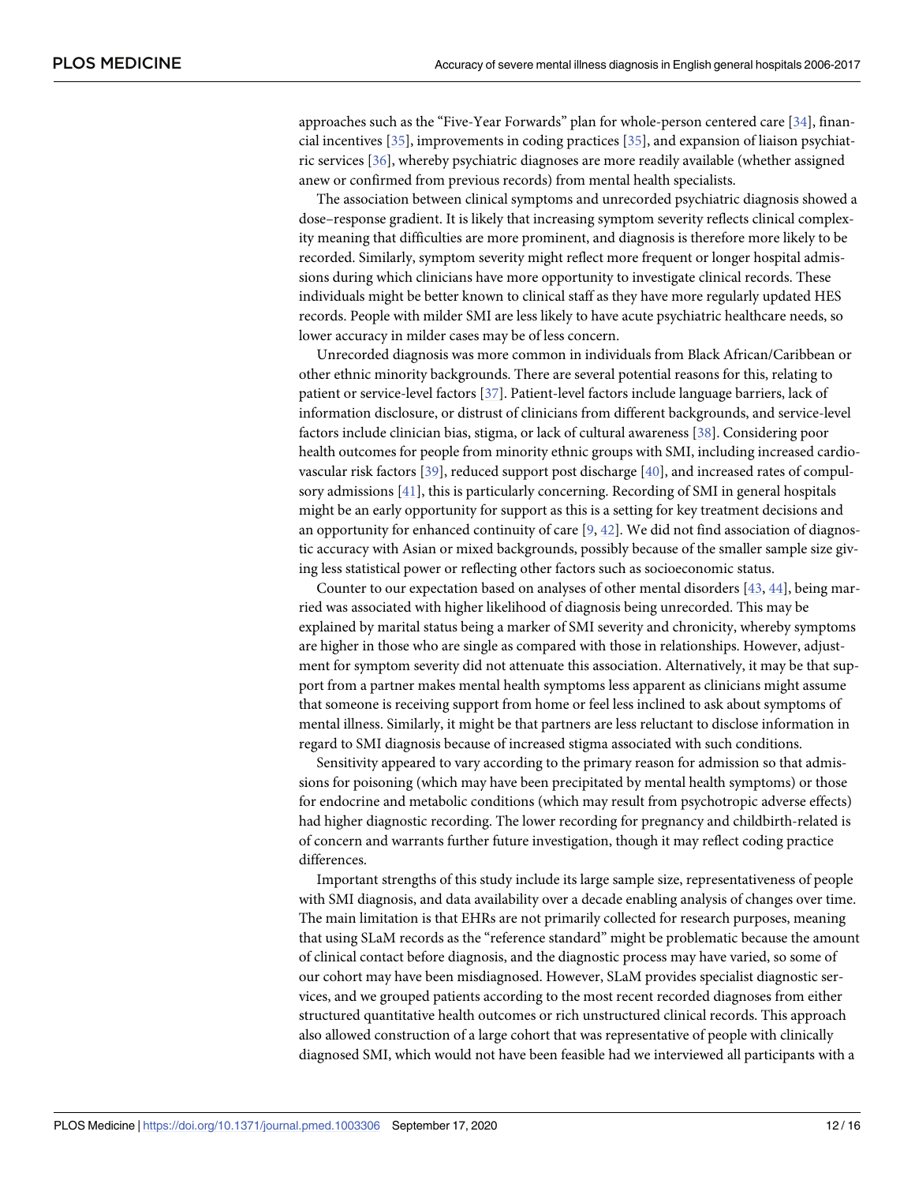approaches such as the "Five-Year Forwards" plan for whole-person centered care [34], financial incentives [35], improvements in coding practices [35], and expansion of liaison psychiatric services [36], whereby psychiatric diagnoses are more readily available (whether assigned anew or confirmed from previous records) from mental health specialists.

The association between clinical symptoms and unrecorded psychiatric diagnosis showed a dose–response gradient. It is likely that increasing symptom severity reflects clinical complexity meaning that difficulties are more prominent, and diagnosis is therefore more likely to be recorded. Similarly, symptom severity might reflect more frequent or longer hospital admissions during which clinicians have more opportunity to investigate clinical records. These individuals might be better known to clinical staff as they have more regularly updated HES records. People with milder SMI are less likely to have acute psychiatric healthcare needs, so lower accuracy in milder cases may be of less concern.

Unrecorded diagnosis was more common in individuals from Black African/Caribbean or other ethnic minority backgrounds. There are several potential reasons for this, relating to patient or service-level factors [37]. Patient-level factors include language barriers, lack of information disclosure, or distrust of clinicians from different backgrounds, and service-level factors include clinician bias, stigma, or lack of cultural awareness [38]. Considering poor health outcomes for people from minority ethnic groups with SMI, including increased cardiovascular risk factors [39], reduced support post discharge [40], and increased rates of compulsory admissions [41], this is particularly concerning. Recording of SMI in general hospitals might be an early opportunity for support as this is a setting for key treatment decisions and an opportunity for enhanced continuity of care [9, 42]. We did not find association of diagnostic accuracy with Asian or mixed backgrounds, possibly because of the smaller sample size giving less statistical power or reflecting other factors such as socioeconomic status.

Counter to our expectation based on analyses of other mental disorders [43, 44], being married was associated with higher likelihood of diagnosis being unrecorded. This may be explained by marital status being a marker of SMI severity and chronicity, whereby symptoms are higher in those who are single as compared with those in relationships. However, adjustment for symptom severity did not attenuate this association. Alternatively, it may be that support from a partner makes mental health symptoms less apparent as clinicians might assume that someone is receiving support from home or feel less inclined to ask about symptoms of mental illness. Similarly, it might be that partners are less reluctant to disclose information in regard to SMI diagnosis because of increased stigma associated with such conditions.

Sensitivity appeared to vary according to the primary reason for admission so that admissions for poisoning (which may have been precipitated by mental health symptoms) or those for endocrine and metabolic conditions (which may result from psychotropic adverse effects) had higher diagnostic recording. The lower recording for pregnancy and childbirth-related is of concern and warrants further future investigation, though it may reflect coding practice differences.

Important strengths of this study include its large sample size, representativeness of people with SMI diagnosis, and data availability over a decade enabling analysis of changes over time. The main limitation is that EHRs are not primarily collected for research purposes, meaning that using SLaM records as the "reference standard" might be problematic because the amount of clinical contact before diagnosis, and the diagnostic process may have varied, so some of our cohort may have been misdiagnosed. However, SLaM provides specialist diagnostic services, and we grouped patients according to the most recent recorded diagnoses from either structured quantitative health outcomes or rich unstructured clinical records. This approach also allowed construction of a large cohort that was representative of people with clinically diagnosed SMI, which would not have been feasible had we interviewed all participants with a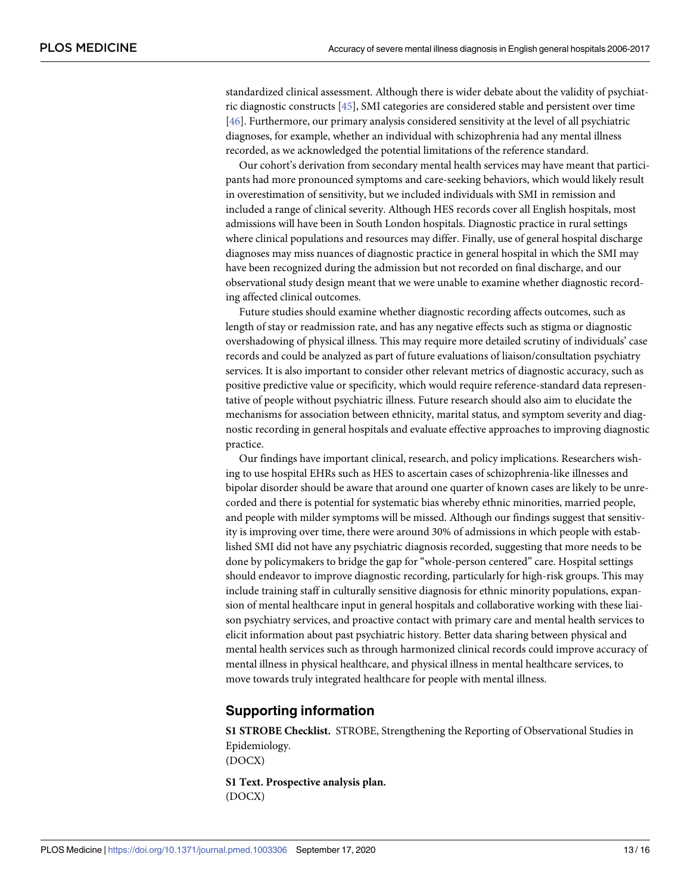standardized clinical assessment. Although there is wider debate about the validity of psychiatric diagnostic constructs [45], SMI categories are considered stable and persistent over time [46]. Furthermore, our primary analysis considered sensitivity at the level of all psychiatric diagnoses, for example, whether an individual with schizophrenia had any mental illness recorded, as we acknowledged the potential limitations of the reference standard.

Our cohort's derivation from secondary mental health services may have meant that participants had more pronounced symptoms and care-seeking behaviors, which would likely result in overestimation of sensitivity, but we included individuals with SMI in remission and included a range of clinical severity. Although HES records cover all English hospitals, most admissions will have been in South London hospitals. Diagnostic practice in rural settings where clinical populations and resources may differ. Finally, use of general hospital discharge diagnoses may miss nuances of diagnostic practice in general hospital in which the SMI may have been recognized during the admission but not recorded on final discharge, and our observational study design meant that we were unable to examine whether diagnostic recording affected clinical outcomes.

Future studies should examine whether diagnostic recording affects outcomes, such as length of stay or readmission rate, and has any negative effects such as stigma or diagnostic overshadowing of physical illness. This may require more detailed scrutiny of individuals' case records and could be analyzed as part of future evaluations of liaison/consultation psychiatry services. It is also important to consider other relevant metrics of diagnostic accuracy, such as positive predictive value or specificity, which would require reference-standard data representative of people without psychiatric illness. Future research should also aim to elucidate the mechanisms for association between ethnicity, marital status, and symptom severity and diagnostic recording in general hospitals and evaluate effective approaches to improving diagnostic practice.

Our findings have important clinical, research, and policy implications. Researchers wishing to use hospital EHRs such as HES to ascertain cases of schizophrenia-like illnesses and bipolar disorder should be aware that around one quarter of known cases are likely to be unrecorded and there is potential for systematic bias whereby ethnic minorities, married people, and people with milder symptoms will be missed. Although our findings suggest that sensitivity is improving over time, there were around 30% of admissions in which people with established SMI did not have any psychiatric diagnosis recorded, suggesting that more needs to be done by policymakers to bridge the gap for "whole-person centered" care. Hospital settings should endeavor to improve diagnostic recording, particularly for high-risk groups. This may include training staff in culturally sensitive diagnosis for ethnic minority populations, expansion of mental healthcare input in general hospitals and collaborative working with these liaison psychiatry services, and proactive contact with primary care and mental health services to elicit information about past psychiatric history. Better data sharing between physical and mental health services such as through harmonized clinical records could improve accuracy of mental illness in physical healthcare, and physical illness in mental healthcare services, to move towards truly integrated healthcare for people with mental illness.

## Supporting information

**S1 STROBE Checklist.** STROBE, Strengthening the Reporting of Observational Studies in Epidemiology.
(DOCX)

**S1 Text. Prospective analysis plan.**
(DOCX)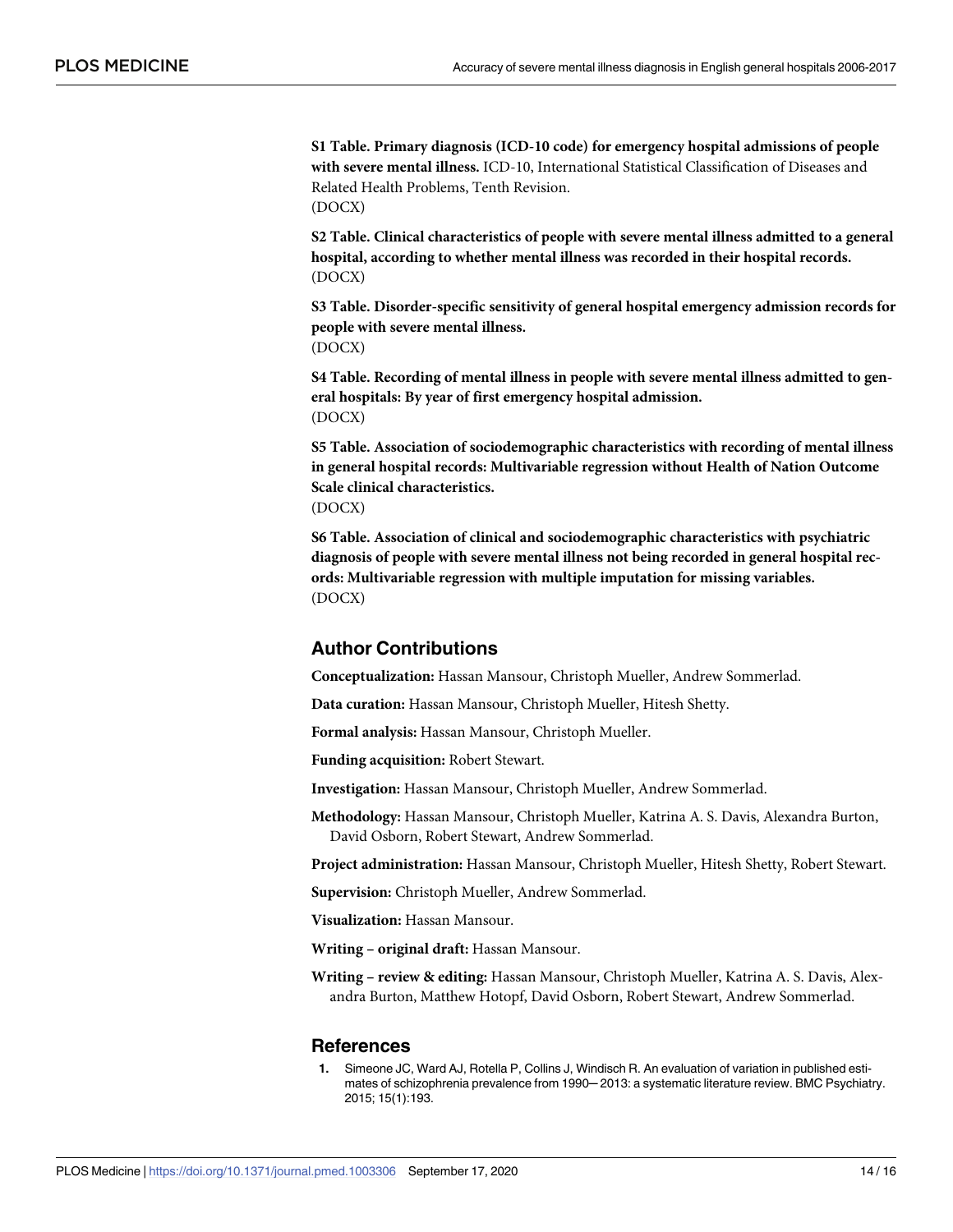**S1 Table. Primary diagnosis (ICD-10 code) for emergency hospital admissions of people with severe mental illness.** ICD-10, International Statistical Classification of Diseases and Related Health Problems, Tenth Revision.
(DOCX)

**S2 Table. Clinical characteristics of people with severe mental illness admitted to a general hospital, according to whether mental illness was recorded in their hospital records.**
(DOCX)

**S3 Table. Disorder-specific sensitivity of general hospital emergency admission records for people with severe mental illness.**
(DOCX)

**S4 Table. Recording of mental illness in people with severe mental illness admitted to general hospitals: By year of first emergency hospital admission.**
(DOCX)

**S5 Table. Association of sociodemographic characteristics with recording of mental illness in general hospital records: Multivariable regression without Health of Nation Outcome Scale clinical characteristics.**
(DOCX)

**S6 Table. Association of clinical and sociodemographic characteristics with psychiatric diagnosis of people with severe mental illness not being recorded in general hospital records: Multivariable regression with multiple imputation for missing variables.**
(DOCX)

## Author Contributions

**Conceptualization:** Hassan Mansour, Christoph Mueller, Andrew Sommerlad.

**Data curation:** Hassan Mansour, Christoph Mueller, Hitesh Shetty.

**Formal analysis:** Hassan Mansour, Christoph Mueller.

**Funding acquisition:** Robert Stewart.

**Investigation:** Hassan Mansour, Christoph Mueller, Andrew Sommerlad.

**Methodology:** Hassan Mansour, Christoph Mueller, Katrina A. S. Davis, Alexandra Burton, David Osborn, Robert Stewart, Andrew Sommerlad.

**Project administration:** Hassan Mansour, Christoph Mueller, Hitesh Shetty, Robert Stewart.

**Supervision:** Christoph Mueller, Andrew Sommerlad.

**Visualization:** Hassan Mansour.

**Writing – original draft:** Hassan Mansour.

**Writing – review & editing:** Hassan Mansour, Christoph Mueller, Katrina A. S. Davis, Alexandra Burton, Matthew Hotopf, David Osborn, Robert Stewart, Andrew Sommerlad.

## References

1. Simeone JC, Ward AJ, Rotella P, Collins J, Windisch R. An evaluation of variation in published estimates of schizophrenia prevalence from 1990─2013: a systematic literature review. BMC Psychiatry. 2015; 15(1):193.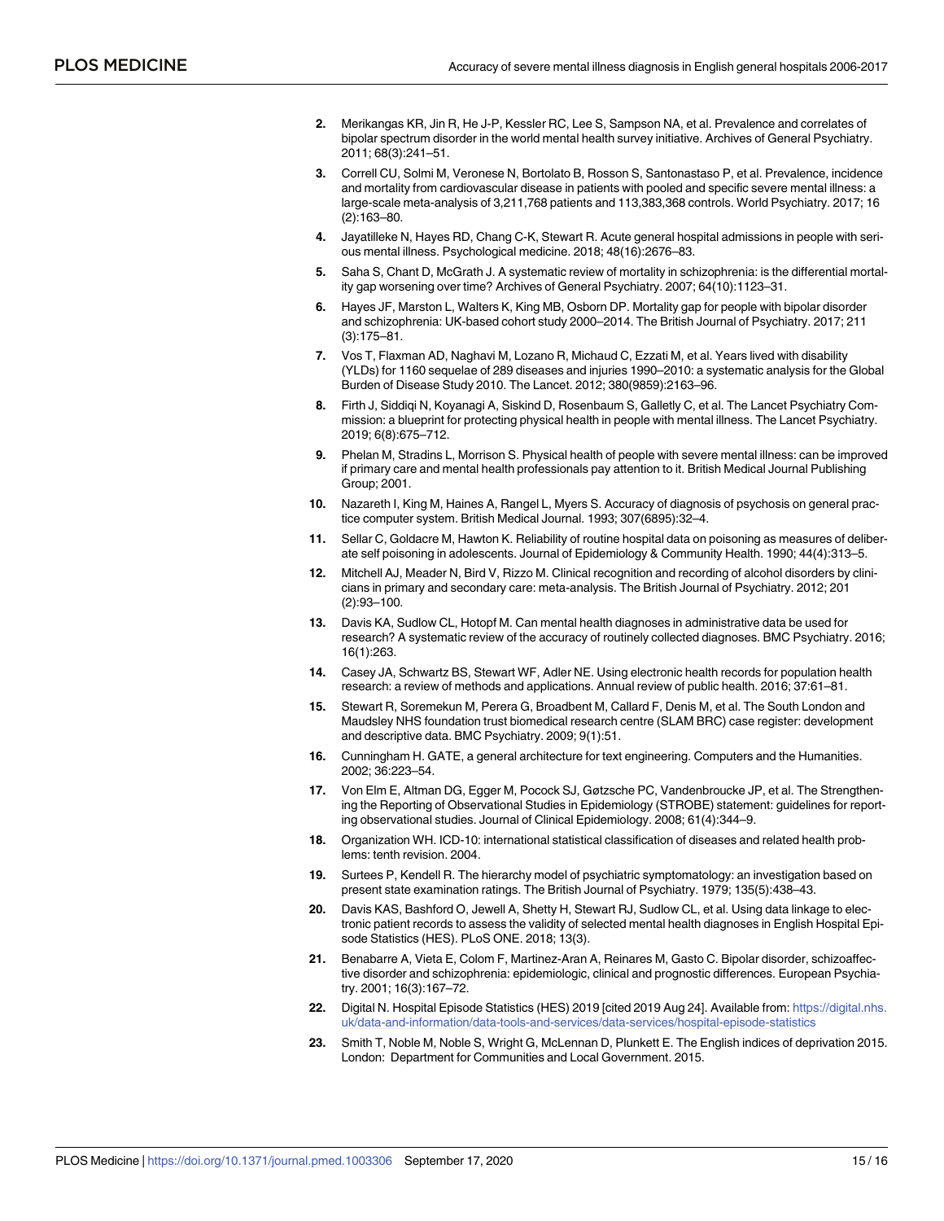2. Merikangas KR, Jin R, He J-P, Kessler RC, Lee S, Sampson NA, et al. Prevalence and correlates of bipolar spectrum disorder in the world mental health survey initiative. Archives of General Psychiatry. 2011; 68(3):241–51.
3. Correll CU, Solmi M, Veronese N, Bortolato B, Rosson S, Santonastaso P, et al. Prevalence, incidence and mortality from cardiovascular disease in patients with pooled and specific severe mental illness: a large-scale meta-analysis of 3,211,768 patients and 113,383,368 controls. World Psychiatry. 2017; 16 (2):163–80.
4. Jayatilleke N, Hayes RD, Chang C-K, Stewart R. Acute general hospital admissions in people with serious mental illness. Psychological medicine. 2018; 48(16):2676–83.
5. Saha S, Chant D, McGrath J. A systematic review of mortality in schizophrenia: is the differential mortality gap worsening over time? Archives of General Psychiatry. 2007; 64(10):1123–31.
6. Hayes JF, Marston L, Walters K, King MB, Osborn DP. Mortality gap for people with bipolar disorder and schizophrenia: UK-based cohort study 2000–2014. The British Journal of Psychiatry. 2017; 211 (3):175–81.
7. Vos T, Flaxman AD, Naghavi M, Lozano R, Michaud C, Ezzati M, et al. Years lived with disability (YLDs) for 1160 sequelae of 289 diseases and injuries 1990–2010: a systematic analysis for the Global Burden of Disease Study 2010. The Lancet. 2012; 380(9859):2163–96.
8. Firth J, Siddiqi N, Koyanagi A, Siskind D, Rosenbaum S, Galletly C, et al. The Lancet Psychiatry Commission: a blueprint for protecting physical health in people with mental illness. The Lancet Psychiatry. 2019; 6(8):675–712.
9. Phelan M, Stradins L, Morrison S. Physical health of people with severe mental illness: can be improved if primary care and mental health professionals pay attention to it. British Medical Journal Publishing Group; 2001.
10. Nazareth I, King M, Haines A, Rangel L, Myers S. Accuracy of diagnosis of psychosis on general practice computer system. British Medical Journal. 1993; 307(6895):32–4.
11. Sellar C, Goldacre M, Hawton K. Reliability of routine hospital data on poisoning as measures of deliberate self poisoning in adolescents. Journal of Epidemiology & Community Health. 1990; 44(4):313–5.
12. Mitchell AJ, Meader N, Bird V, Rizzo M. Clinical recognition and recording of alcohol disorders by clinicians in primary and secondary care: meta-analysis. The British Journal of Psychiatry. 2012; 201 (2):93–100.
13. Davis KA, Sudlow CL, Hotopf M. Can mental health diagnoses in administrative data be used for research? A systematic review of the accuracy of routinely collected diagnoses. BMC Psychiatry. 2016; 16(1):263.
14. Casey JA, Schwartz BS, Stewart WF, Adler NE. Using electronic health records for population health research: a review of methods and applications. Annual review of public health. 2016; 37:61–81.
15. Stewart R, Soremekun M, Perera G, Broadbent M, Callard F, Denis M, et al. The South London and Maudsley NHS foundation trust biomedical research centre (SLAM BRC) case register: development and descriptive data. BMC Psychiatry. 2009; 9(1):51.
16. Cunningham H. GATE, a general architecture for text engineering. Computers and the Humanities. 2002; 36:223–54.
17. Von Elm E, Altman DG, Egger M, Pocock SJ, Gøtzsche PC, Vandenbroucke JP, et al. The Strengthening the Reporting of Observational Studies in Epidemiology (STROBE) statement: guidelines for reporting observational studies. Journal of Clinical Epidemiology. 2008; 61(4):344–9.
18. Organization WH. ICD-10: international statistical classification of diseases and related health problems: tenth revision. 2004.
19. Surtees P, Kendell R. The hierarchy model of psychiatric symptomatology: an investigation based on present state examination ratings. The British Journal of Psychiatry. 1979; 135(5):438–43.
20. Davis KAS, Bashford O, Jewell A, Shetty H, Stewart RJ, Sudlow CL, et al. Using data linkage to electronic patient records to assess the validity of selected mental health diagnoses in English Hospital Episode Statistics (HES). PLoS ONE. 2018; 13(3).
21. Benabarre A, Vieta E, Colom F, Martinez-Aran A, Reinares M, Gasto C. Bipolar disorder, schizoaffective disorder and schizophrenia: epidemiologic, clinical and prognostic differences. European Psychiatry. 2001; 16(3):167–72.
22. Digital N. Hospital Episode Statistics (HES) 2019 [cited 2019 Aug 24]. Available from: https://digital.nhs.uk/data-and-information/data-tools-and-services/data-services/hospital-episode-statistics
23. Smith T, Noble M, Noble S, Wright G, McLennan D, Plunkett E. The English indices of deprivation 2015. London: Department for Communities and Local Government. 2015.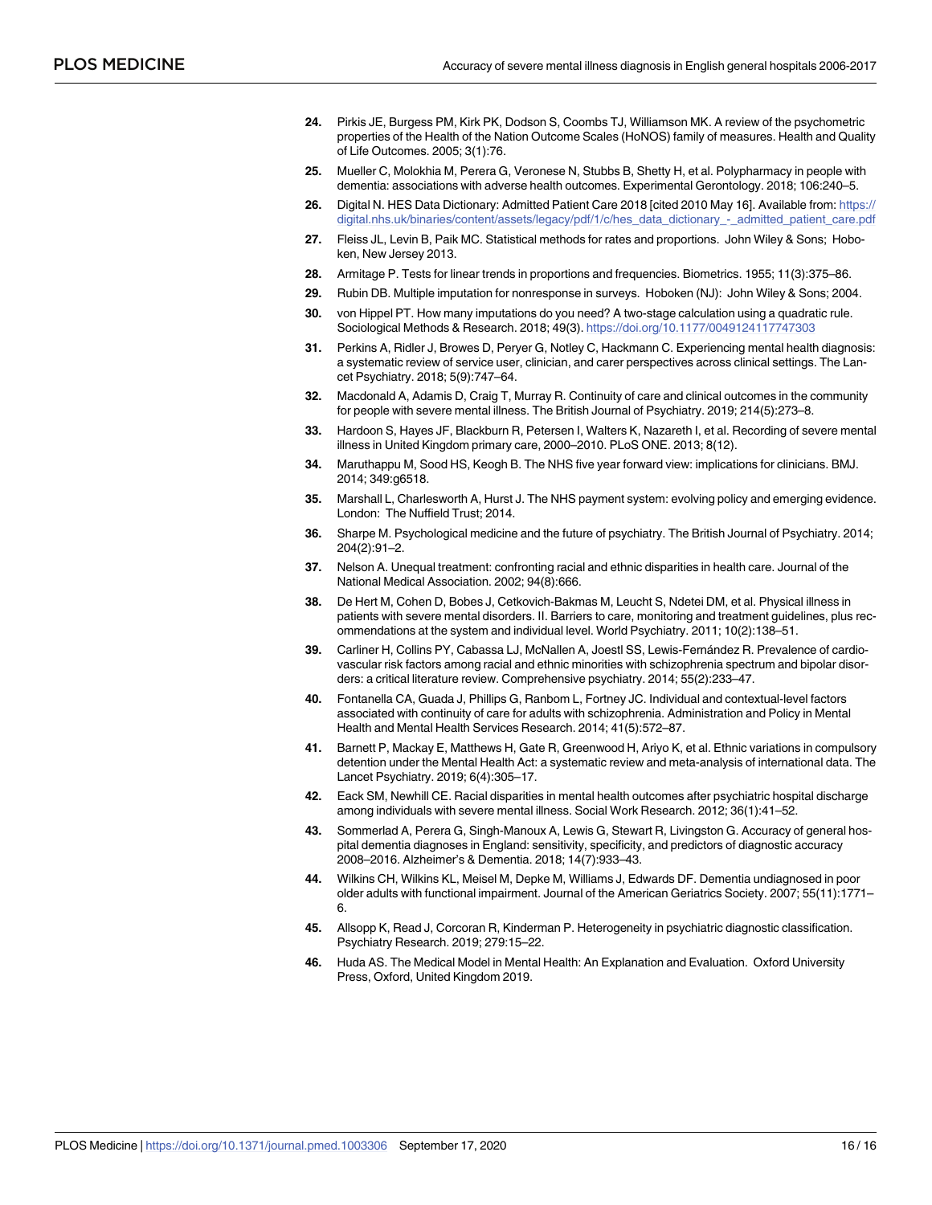24. Pirkis JE, Burgess PM, Kirk PK, Dodson S, Coombs TJ, Williamson MK. A review of the psychometric properties of the Health of the Nation Outcome Scales (HoNOS) family of measures. Health and Quality of Life Outcomes. 2005; 3(1):76.

25. Mueller C, Molokhia M, Perera G, Veronese N, Stubbs B, Shetty H, et al. Polypharmacy in people with dementia: associations with adverse health outcomes. Experimental Gerontology. 2018; 106:240–5.

26. Digital N. HES Data Dictionary: Admitted Patient Care 2018 [cited 2010 May 16]. Available from: https://digital.nhs.uk/binaries/content/assets/legacy/pdf/1/c/hes_data_dictionary_-_admitted_patient_care.pdf

27. Fleiss JL, Levin B, Paik MC. Statistical methods for rates and proportions. John Wiley & Sons; Hoboken, New Jersey 2013.

28. Armitage P. Tests for linear trends in proportions and frequencies. Biometrics. 1955; 11(3):375–86.

29. Rubin DB. Multiple imputation for nonresponse in surveys. Hoboken (NJ): John Wiley & Sons; 2004.

30. von Hippel PT. How many imputations do you need? A two-stage calculation using a quadratic rule. Sociological Methods & Research. 2018; 49(3). https://doi.org/10.1177/0049124117747303

31. Perkins A, Ridler J, Browes D, Peryer G, Notley C, Hackmann C. Experiencing mental health diagnosis: a systematic review of service user, clinician, and carer perspectives across clinical settings. The Lancet Psychiatry. 2018; 5(9):747–64.

32. Macdonald A, Adamis D, Craig T, Murray R. Continuity of care and clinical outcomes in the community for people with severe mental illness. The British Journal of Psychiatry. 2019; 214(5):273–8.

33. Hardoon S, Hayes JF, Blackburn R, Petersen I, Walters K, Nazareth I, et al. Recording of severe mental illness in United Kingdom primary care, 2000–2010. PLoS ONE. 2013; 8(12).

34. Maruthappu M, Sood HS, Keogh B. The NHS five year forward view: implications for clinicians. BMJ. 2014; 349:g6518.

35. Marshall L, Charlesworth A, Hurst J. The NHS payment system: evolving policy and emerging evidence. London: The Nuffield Trust; 2014.

36. Sharpe M. Psychological medicine and the future of psychiatry. The British Journal of Psychiatry. 2014; 204(2):91–2.

37. Nelson A. Unequal treatment: confronting racial and ethnic disparities in health care. Journal of the National Medical Association. 2002; 94(8):666.

38. De Hert M, Cohen D, Bobes J, Cetkovich-Bakmas M, Leucht S, Ndetei DM, et al. Physical illness in patients with severe mental disorders. II. Barriers to care, monitoring and treatment guidelines, plus recommendations at the system and individual level. World Psychiatry. 2011; 10(2):138–51.

39. Carliner H, Collins PY, Cabassa LJ, McNallen A, Joestl SS, Lewis-Fernández R. Prevalence of cardiovascular risk factors among racial and ethnic minorities with schizophrenia spectrum and bipolar disorders: a critical literature review. Comprehensive psychiatry. 2014; 55(2):233–47.

40. Fontanella CA, Guada J, Phillips G, Ranbom L, Fortney JC. Individual and contextual-level factors associated with continuity of care for adults with schizophrenia. Administration and Policy in Mental Health and Mental Health Services Research. 2014; 41(5):572–87.

41. Barnett P, Mackay E, Matthews H, Gate R, Greenwood H, Ariyo K, et al. Ethnic variations in compulsory detention under the Mental Health Act: a systematic review and meta-analysis of international data. The Lancet Psychiatry. 2019; 6(4):305–17.

42. Eack SM, Newhill CE. Racial disparities in mental health outcomes after psychiatric hospital discharge among individuals with severe mental illness. Social Work Research. 2012; 36(1):41–52.

43. Sommerlad A, Perera G, Singh-Manoux A, Lewis G, Stewart R, Livingston G. Accuracy of general hospital dementia diagnoses in England: sensitivity, specificity, and predictors of diagnostic accuracy 2008–2016. Alzheimer's & Dementia. 2018; 14(7):933–43.

44. Wilkins CH, Wilkins KL, Meisel M, Depke M, Williams J, Edwards DF. Dementia undiagnosed in poor older adults with functional impairment. Journal of the American Geriatrics Society. 2007; 55(11):1771–6.

45. Allsopp K, Read J, Corcoran R, Kinderman P. Heterogeneity in psychiatric diagnostic classification. Psychiatry Research. 2019; 279:15–22.

46. Huda AS. The Medical Model in Mental Health: An Explanation and Evaluation. Oxford University Press, Oxford, United Kingdom 2019.